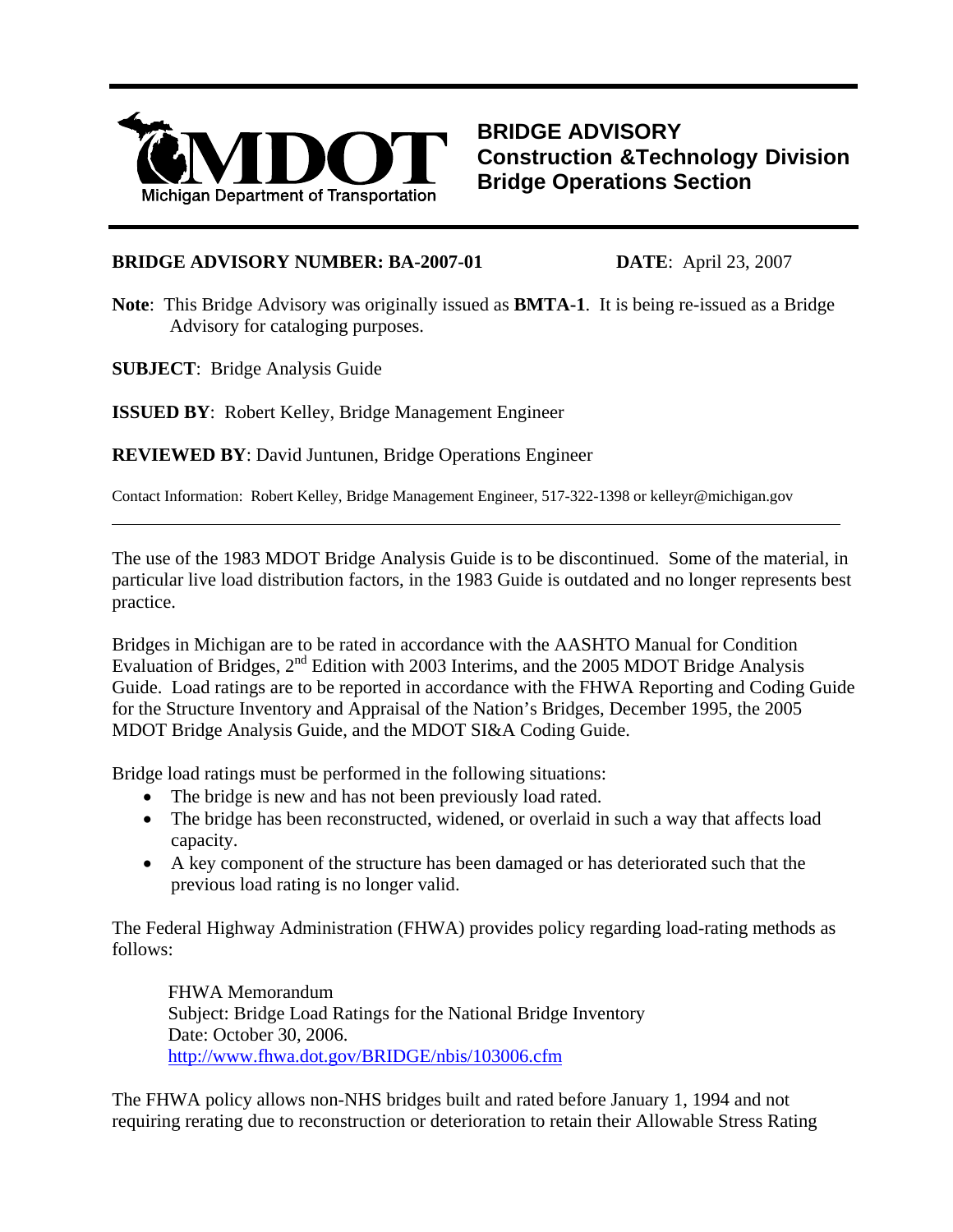Michigan Department of Transportation

# BRIDGE ADVISORY
## Construction &Technology Division
## Bridge Operations Section

**BRIDGE ADVISORY NUMBER: BA-2007-01** **DATE**: April 23, 2007

**Note**: This Bridge Advisory was originally issued as **BMTA-1**. It is being re-issued as a Bridge Advisory for cataloging purposes.

**SUBJECT**: Bridge Analysis Guide

**ISSUED BY**: Robert Kelley, Bridge Management Engineer

**REVIEWED BY**: David Juntunen, Bridge Operations Engineer

Contact Information: Robert Kelley, Bridge Management Engineer, 517-322-1398 or kelleyr@michigan.gov

---

The use of the 1983 MDOT Bridge Analysis Guide is to be discontinued. Some of the material, in particular live load distribution factors, in the 1983 Guide is outdated and no longer represents best practice.

Bridges in Michigan are to be rated in accordance with the AASHTO Manual for Condition Evaluation of Bridges, 2nd Edition with 2003 Interims, and the 2005 MDOT Bridge Analysis Guide. Load ratings are to be reported in accordance with the FHWA Reporting and Coding Guide for the Structure Inventory and Appraisal of the Nation's Bridges, December 1995, the 2005 MDOT Bridge Analysis Guide, and the MDOT SI&A Coding Guide.

Bridge load ratings must be performed in the following situations:

- The bridge is new and has not been previously load rated.
- The bridge has been reconstructed, widened, or overlaid in such a way that affects load capacity.
- A key component of the structure has been damaged or has deteriorated such that the previous load rating is no longer valid.

The Federal Highway Administration (FHWA) provides policy regarding load-rating methods as follows:

> FHWA Memorandum
> Subject: Bridge Load Ratings for the National Bridge Inventory
> Date: October 30, 2006.
> http://www.fhwa.dot.gov/BRIDGE/nbis/103006.cfm

The FHWA policy allows non-NHS bridges built and rated before January 1, 1994 and not requiring rerating due to reconstruction or deterioration to retain their Allowable Stress Rating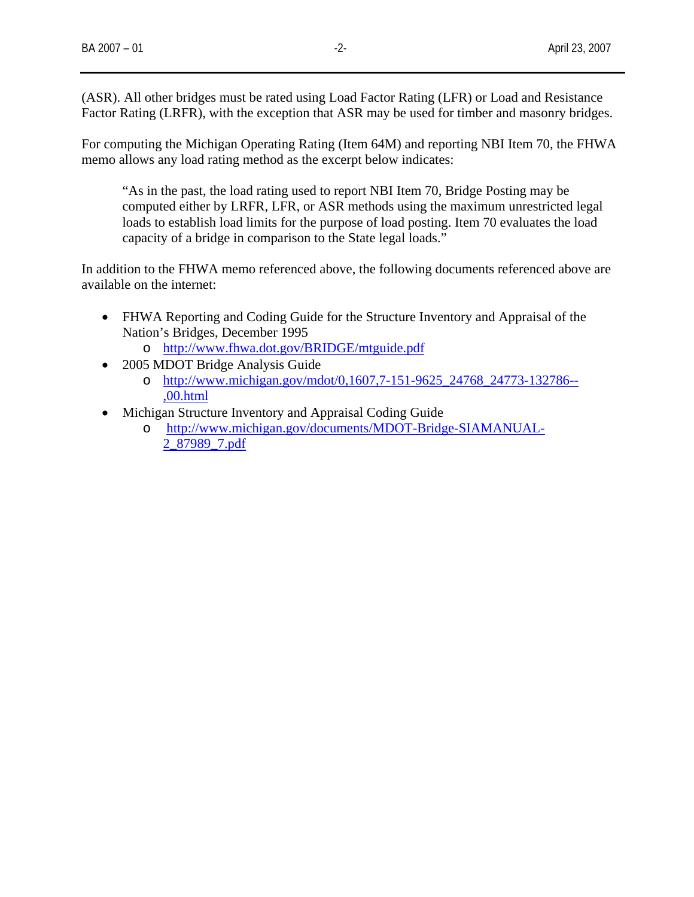(ASR). All other bridges must be rated using Load Factor Rating (LFR) or Load and Resistance Factor Rating (LRFR), with the exception that ASR may be used for timber and masonry bridges.

For computing the Michigan Operating Rating (Item 64M) and reporting NBI Item 70, the FHWA memo allows any load rating method as the excerpt below indicates:

> "As in the past, the load rating used to report NBI Item 70, Bridge Posting may be computed either by LRFR, LFR, or ASR methods using the maximum unrestricted legal loads to establish load limits for the purpose of load posting. Item 70 evaluates the load capacity of a bridge in comparison to the State legal loads."

In addition to the FHWA memo referenced above, the following documents referenced above are available on the internet:

- FHWA Reporting and Coding Guide for the Structure Inventory and Appraisal of the Nation's Bridges, December 1995
  - http://www.fhwa.dot.gov/BRIDGE/mtguide.pdf
- 2005 MDOT Bridge Analysis Guide
  - http://www.michigan.gov/mdot/0,1607,7-151-9625_24768_24773-132786--,00.html
- Michigan Structure Inventory and Appraisal Coding Guide
  - http://www.michigan.gov/documents/MDOT-Bridge-SIAMANUAL-2_87989_7.pdf